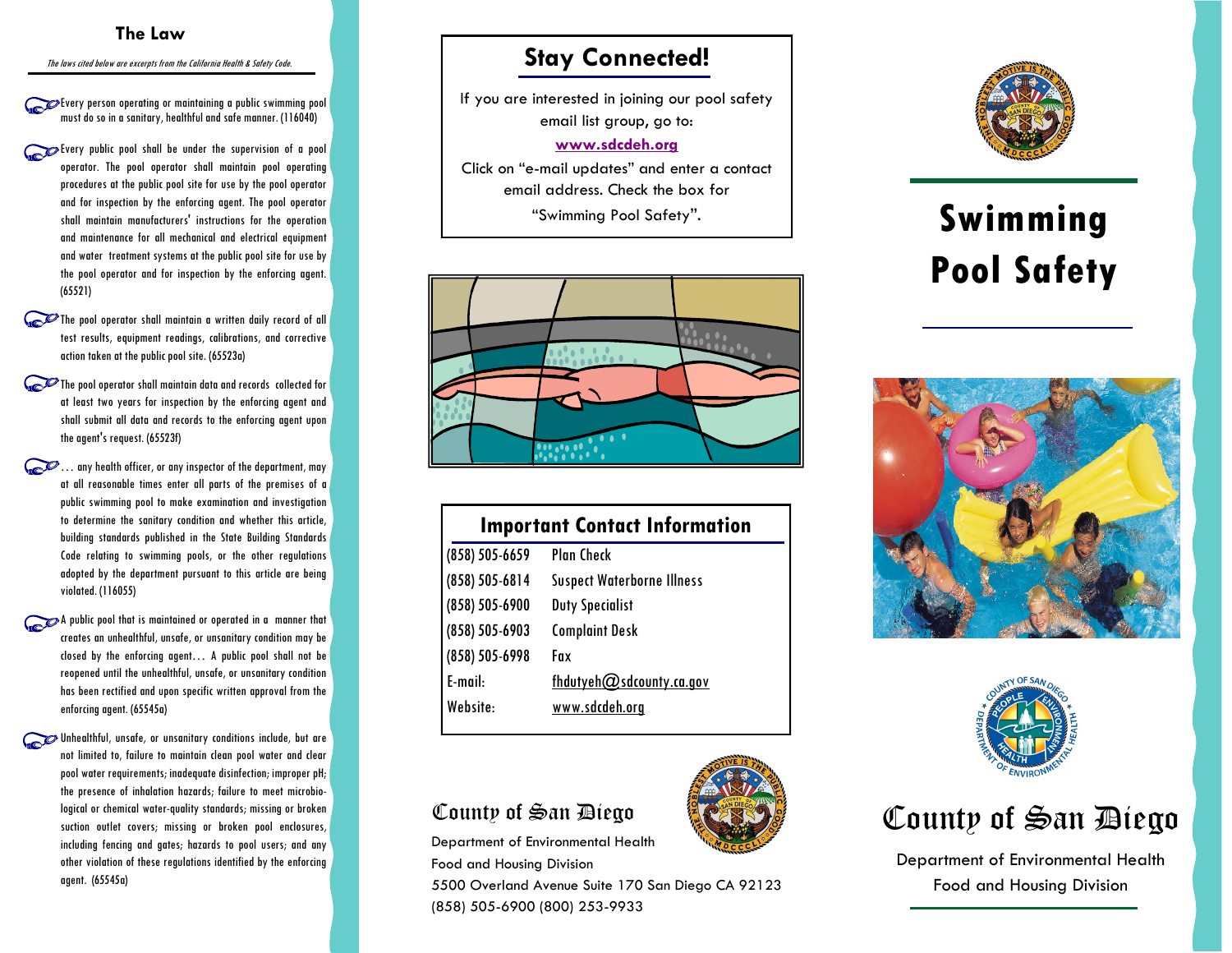## The Law

*The laws cited below are excerpts from the California Health & Safety Code.*

- Every person operating or maintaining a public swimming pool must do so in a sanitary, healthful and safe manner. (116040)
- Every public pool shall be under the supervision of a pool operator. The pool operator shall maintain pool operating procedures at the public pool site for use by the pool operator and for inspection by the enforcing agent. The pool operator shall maintain manufacturers' instructions for the operation and maintenance for all mechanical and electrical equipment and water treatment systems at the public pool site for use by the pool operator and for inspection by the enforcing agent. (65521)
- The pool operator shall maintain a written daily record of all test results, equipment readings, calibrations, and corrective action taken at the public pool site. (65523a)
- The pool operator shall maintain data and records collected for at least two years for inspection by the enforcing agent and shall submit all data and records to the enforcing agent upon the agent's request. (65523f)
- … any health officer, or any inspector of the department, may at all reasonable times enter all parts of the premises of a public swimming pool to make examination and investigation to determine the sanitary condition and whether this article, building standards published in the State Building Standards Code relating to swimming pools, or the other regulations adopted by the department pursuant to this article are being violated. (116055)
- A public pool that is maintained or operated in a manner that creates an unhealthful, unsafe, or unsanitary condition may be closed by the enforcing agent… A public pool shall not be reopened until the unhealthful, unsafe, or unsanitary condition has been rectified and upon specific written approval from the enforcing agent. (65545a)
- Unhealthful, unsafe, or unsanitary conditions include, but are not limited to, failure to maintain clean pool water and clear pool water requirements; inadequate disinfection; improper pH; the presence of inhalation hazards; failure to meet microbiological or chemical water-quality standards; missing or broken suction outlet covers; missing or broken pool enclosures, including fencing and gates; hazards to pool users; and any other violation of these regulations identified by the enforcing agent. (65545a)

## Stay Connected!

If you are interested in joining our pool safety email list group, go to:

**www.sdcdeh.org**

Click on "e-mail updates" and enter a contact email address. Check the box for "Swimming Pool Safety".

## Important Contact Information

| | |
|---|---|
| (858) 505-6659 | Plan Check |
| (858) 505-6814 | Suspect Waterborne Illness |
| (858) 505-6900 | Duty Specialist |
| (858) 505-6903 | Complaint Desk |
| (858) 505-6998 | Fax |
| E-mail: | fhdutyeh@sdcounty.ca.gov |
| Website: | www.sdcdeh.org |

County of San Diego

Department of Environmental Health

Food and Housing Division

5500 Overland Avenue Suite 170 San Diego CA 92123

(858) 505-6900 (800) 253-9933

# Swimming Pool Safety

County of San Diego

Department of Environmental Health

Food and Housing Division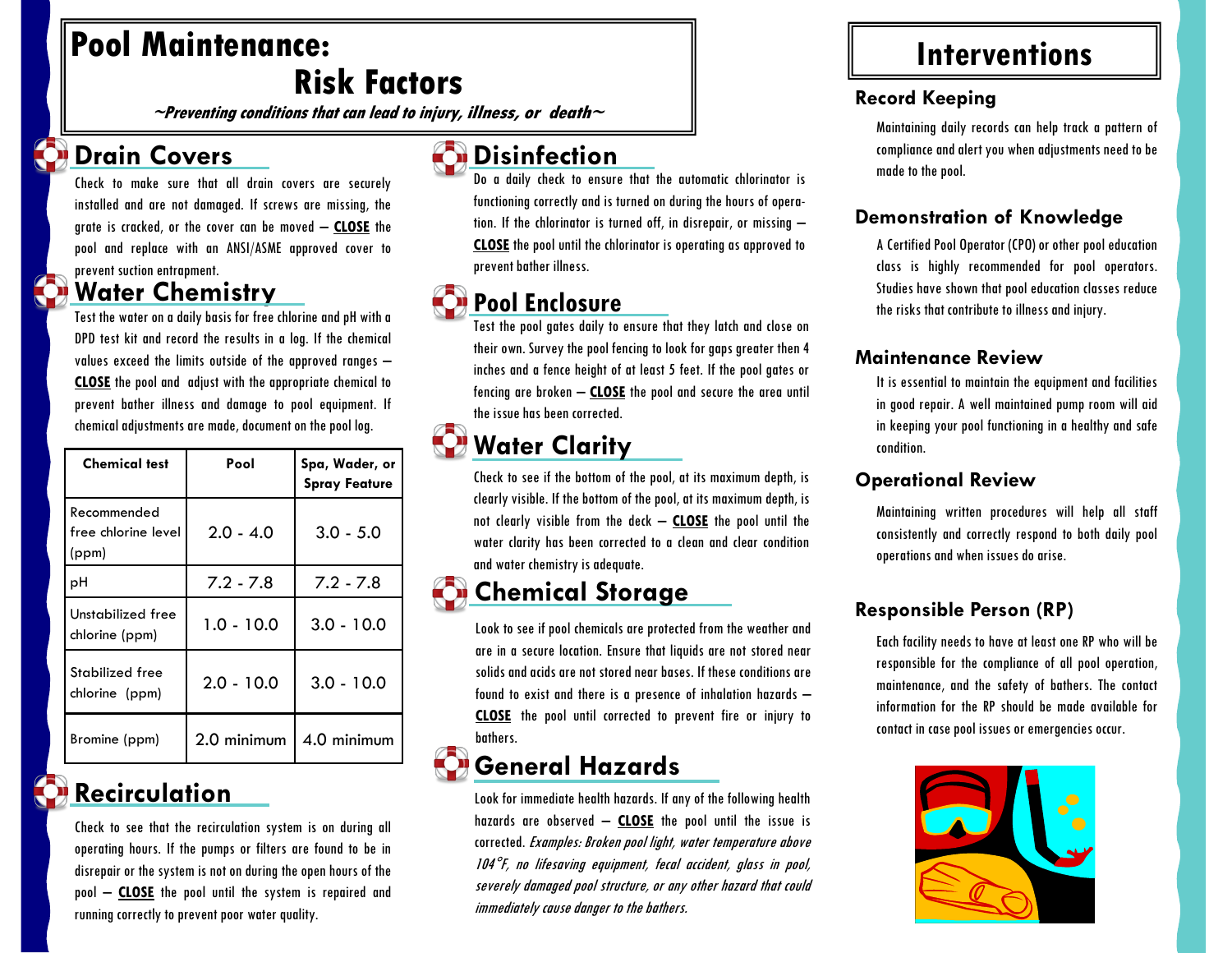# Pool Maintenance: Risk Factors

*~Preventing conditions that can lead to injury, illness, or death~*

## Drain Covers

Check to make sure that all drain covers are securely installed and are not damaged. If screws are missing, the grate is cracked, or the cover can be moved — **CLOSE** the pool and replace with an ANSI/ASME approved cover to prevent suction entrapment.

## Water Chemistry

Test the water on a daily basis for free chlorine and pH with a DPD test kit and record the results in a log. If the chemical values exceed the limits outside of the approved ranges — **CLOSE** the pool and adjust with the appropriate chemical to prevent bather illness and damage to pool equipment. If chemical adjustments are made, document on the pool log.

| Chemical test | Pool | Spa, Wader, or Spray Feature |
|---|---|---|
| Recommended free chlorine level (ppm) | 2.0 - 4.0 | 3.0 - 5.0 |
| pH | 7.2 - 7.8 | 7.2 - 7.8 |
| Unstabilized free chlorine (ppm) | 1.0 - 10.0 | 3.0 - 10.0 |
| Stabilized free chlorine (ppm) | 2.0 - 10.0 | 3.0 - 10.0 |
| Bromine (ppm) | 2.0 minimum | 4.0 minimum |

## Recirculation

Check to see that the recirculation system is on during all operating hours. If the pumps or filters are found to be in disrepair or the system is not on during the open hours of the pool — **CLOSE** the pool until the system is repaired and running correctly to prevent poor water quality.

## Disinfection

Do a daily check to ensure that the automatic chlorinator is functioning correctly and is turned on during the hours of operation. If the chlorinator is turned off, in disrepair, or missing — **CLOSE** the pool until the chlorinator is operating as approved to prevent bather illness.

## Pool Enclosure

Test the pool gates daily to ensure that they latch and close on their own. Survey the pool fencing to look for gaps greater then 4 inches and a fence height of at least 5 feet. If the pool gates or fencing are broken — **CLOSE** the pool and secure the area until the issue has been corrected.

## Water Clarity

Check to see if the bottom of the pool, at its maximum depth, is clearly visible. If the bottom of the pool, at its maximum depth, is not clearly visible from the deck — **CLOSE** the pool until the water clarity has been corrected to a clean and clear condition and water chemistry is adequate.

## Chemical Storage

Look to see if pool chemicals are protected from the weather and are in a secure location. Ensure that liquids are not stored near solids and acids are not stored near bases. If these conditions are found to exist and there is a presence of inhalation hazards — **CLOSE** the pool until corrected to prevent fire or injury to bathers.

## General Hazards

Look for immediate health hazards. If any of the following health hazards are observed — **CLOSE** the pool until the issue is corrected. *Examples: Broken pool light, water temperature above 104°F, no lifesaving equipment, fecal accident, glass in pool, severely damaged pool structure, or any other hazard that could immediately cause danger to the bathers.*

# Interventions

## Record Keeping

Maintaining daily records can help track a pattern of compliance and alert you when adjustments need to be made to the pool.

## Demonstration of Knowledge

A Certified Pool Operator (CPO) or other pool education class is highly recommended for pool operators. Studies have shown that pool education classes reduce the risks that contribute to illness and injury.

## Maintenance Review

It is essential to maintain the equipment and facilities in good repair. A well maintained pump room will aid in keeping your pool functioning in a healthy and safe condition.

## Operational Review

Maintaining written procedures will help all staff consistently and correctly respond to both daily pool operations and when issues do arise.

## Responsible Person (RP)

Each facility needs to have at least one RP who will be responsible for the compliance of all pool operation, maintenance, and the safety of bathers. The contact information for the RP should be made available for contact in case pool issues or emergencies occur.